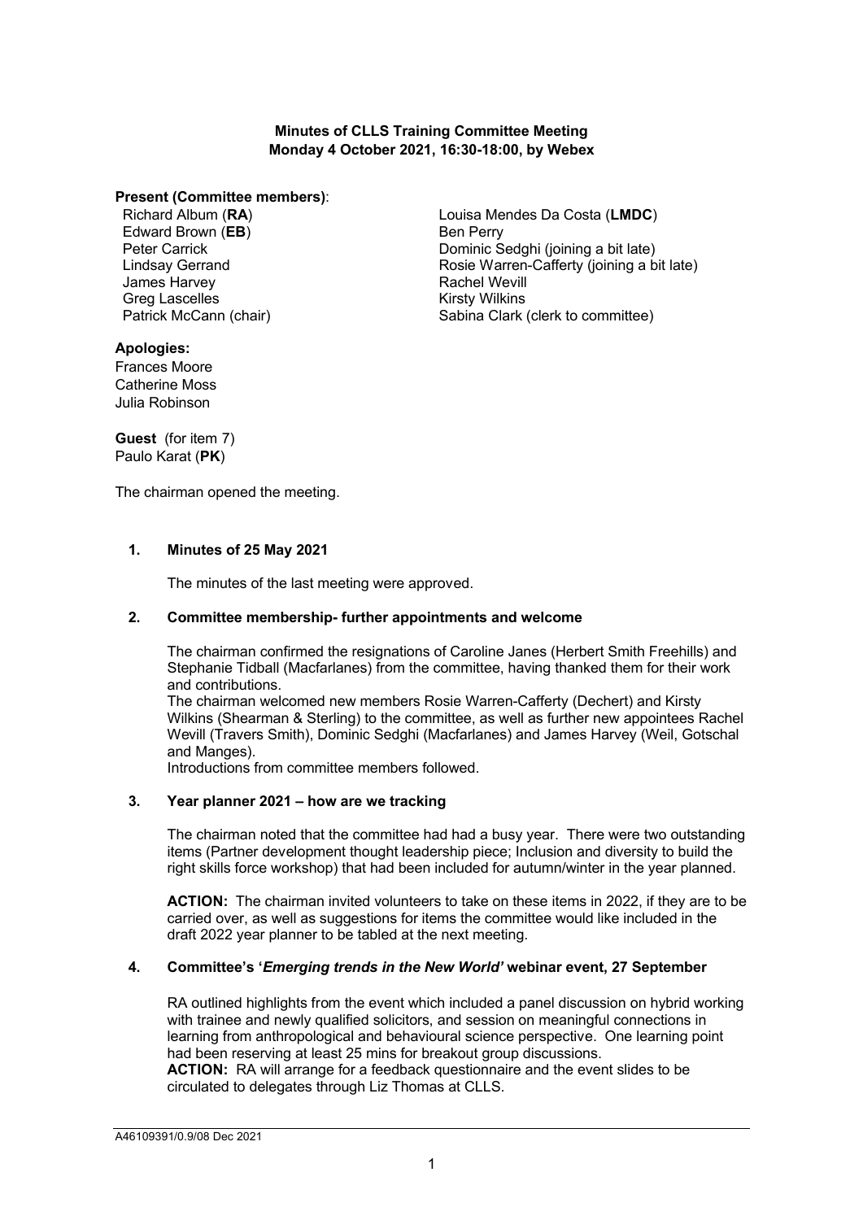**Minutes of CLLS Training Committee Meeting**
**Monday 4 October 2021, 16:30-18:00, by Webex**

**Present (Committee members)**:

Richard Album (**RA**)
Edward Brown (**EB**)
Peter Carrick
Lindsay Gerrand
James Harvey
Greg Lascelles
Patrick McCann (chair)
Louisa Mendes Da Costa (**LMDC**)
Ben Perry
Dominic Sedghi (joining a bit late)
Rosie Warren-Cafferty (joining a bit late)
Rachel Wevill
Kirsty Wilkins
Sabina Clark (clerk to committee)

**Apologies:**

Frances Moore
Catherine Moss
Julia Robinson

**Guest** (for item 7)
Paulo Karat (**PK**)

The chairman opened the meeting.

**1. Minutes of 25 May 2021**

The minutes of the last meeting were approved.

**2. Committee membership- further appointments and welcome**

The chairman confirmed the resignations of Caroline Janes (Herbert Smith Freehills) and Stephanie Tidball (Macfarlanes) from the committee, having thanked them for their work and contributions.
The chairman welcomed new members Rosie Warren-Cafferty (Dechert) and Kirsty Wilkins (Shearman & Sterling) to the committee, as well as further new appointees Rachel Wevill (Travers Smith), Dominic Sedghi (Macfarlanes) and James Harvey (Weil, Gotschal and Manges).
Introductions from committee members followed.

**3. Year planner 2021 – how are we tracking**

The chairman noted that the committee had had a busy year. There were two outstanding items (Partner development thought leadership piece; Inclusion and diversity to build the right skills force workshop) that had been included for autumn/winter in the year planned.

**ACTION:** The chairman invited volunteers to take on these items in 2022, if they are to be carried over, as well as suggestions for items the committee would like included in the draft 2022 year planner to be tabled at the next meeting.

**4. Committee's '*Emerging trends in the New World*' webinar event, 27 September**

RA outlined highlights from the event which included a panel discussion on hybrid working with trainee and newly qualified solicitors, and session on meaningful connections in learning from anthropological and behavioural science perspective. One learning point had been reserving at least 25 mins for breakout group discussions.
**ACTION:** RA will arrange for a feedback questionnaire and the event slides to be circulated to delegates through Liz Thomas at CLLS.

A46109391/0.9/08 Dec 2021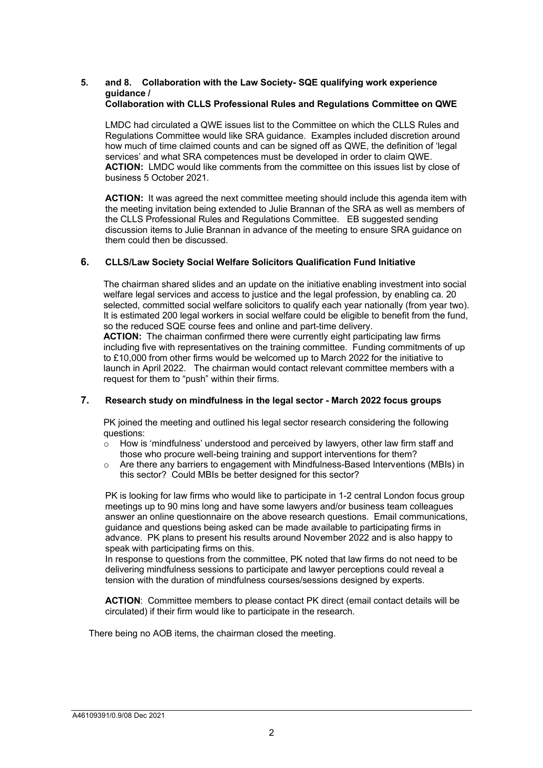**5. and 8. Collaboration with the Law Society- SQE qualifying work experience guidance /**
**Collaboration with CLLS Professional Rules and Regulations Committee on QWE**

LMDC had circulated a QWE issues list to the Committee on which the CLLS Rules and Regulations Committee would like SRA guidance. Examples included discretion around how much of time claimed counts and can be signed off as QWE, the definition of 'legal services' and what SRA competences must be developed in order to claim QWE.
**ACTION:** LMDC would like comments from the committee on this issues list by close of business 5 October 2021.

**ACTION:** It was agreed the next committee meeting should include this agenda item with the meeting invitation being extended to Julie Brannan of the SRA as well as members of the CLLS Professional Rules and Regulations Committee. EB suggested sending discussion items to Julie Brannan in advance of the meeting to ensure SRA guidance on them could then be discussed.

**6. CLLS/Law Society Social Welfare Solicitors Qualification Fund Initiative**

The chairman shared slides and an update on the initiative enabling investment into social welfare legal services and access to justice and the legal profession, by enabling ca. 20 selected, committed social welfare solicitors to qualify each year nationally (from year two). It is estimated 200 legal workers in social welfare could be eligible to benefit from the fund, so the reduced SQE course fees and online and part-time delivery.
**ACTION:** The chairman confirmed there were currently eight participating law firms including five with representatives on the training committee. Funding commitments of up to £10,000 from other firms would be welcomed up to March 2022 for the initiative to launch in April 2022. The chairman would contact relevant committee members with a request for them to "push" within their firms.

**7. Research study on mindfulness in the legal sector - March 2022 focus groups**

PK joined the meeting and outlined his legal sector research considering the following questions:

- How is 'mindfulness' understood and perceived by lawyers, other law firm staff and those who procure well-being training and support interventions for them?
- Are there any barriers to engagement with Mindfulness-Based Interventions (MBIs) in this sector? Could MBIs be better designed for this sector?

PK is looking for law firms who would like to participate in 1-2 central London focus group meetings up to 90 mins long and have some lawyers and/or business team colleagues answer an online questionnaire on the above research questions. Email communications, guidance and questions being asked can be made available to participating firms in advance. PK plans to present his results around November 2022 and is also happy to speak with participating firms on this.
In response to questions from the committee, PK noted that law firms do not need to be delivering mindfulness sessions to participate and lawyer perceptions could reveal a tension with the duration of mindfulness courses/sessions designed by experts.

**ACTION**: Committee members to please contact PK direct (email contact details will be circulated) if their firm would like to participate in the research.

There being no AOB items, the chairman closed the meeting.

A46109391/0.9/08 Dec 2021